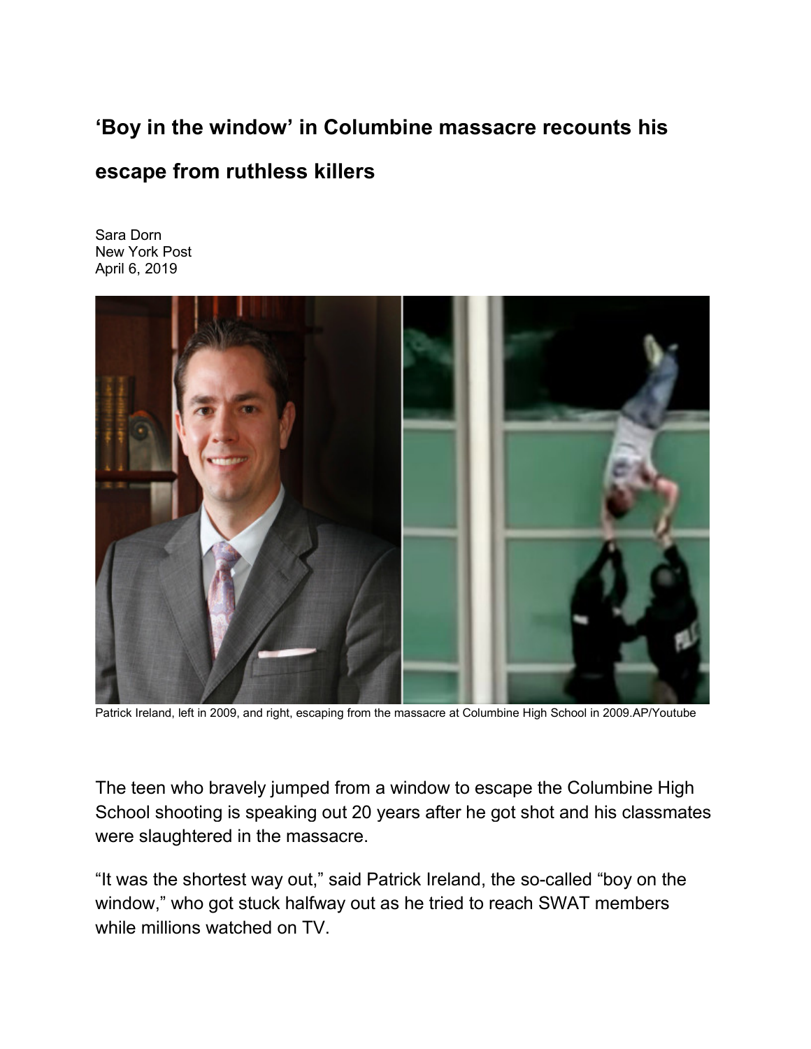# 'Boy in the window' in Columbine massacre recounts his escape from ruthless killers

Sara Dorn
New York Post
April 6, 2019

Patrick Ireland, left in 2009, and right, escaping from the massacre at Columbine High School in 2009.AP/Youtube

The teen who bravely jumped from a window to escape the Columbine High School shooting is speaking out 20 years after he got shot and his classmates were slaughtered in the massacre.

"It was the shortest way out," said Patrick Ireland, the so-called "boy on the window," who got stuck halfway out as he tried to reach SWAT members while millions watched on TV.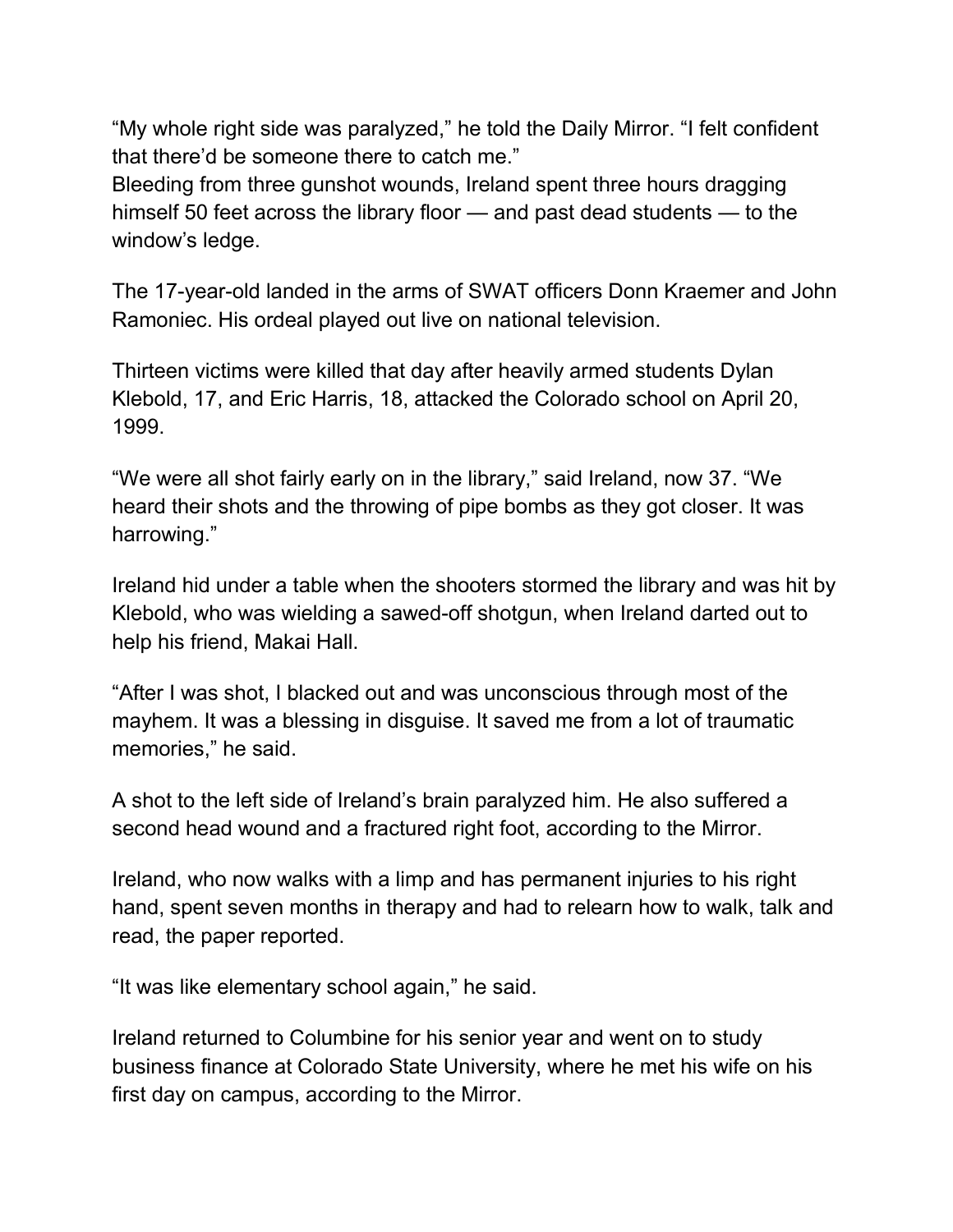“My whole right side was paralyzed,” he told the Daily Mirror. “I felt confident that there’d be someone there to catch me.”
Bleeding from three gunshot wounds, Ireland spent three hours dragging himself 50 feet across the library floor — and past dead students — to the window’s ledge.

The 17-year-old landed in the arms of SWAT officers Donn Kraemer and John Ramoniec. His ordeal played out live on national television.

Thirteen victims were killed that day after heavily armed students Dylan Klebold, 17, and Eric Harris, 18, attacked the Colorado school on April 20, 1999.

“We were all shot fairly early on in the library,” said Ireland, now 37. “We heard their shots and the throwing of pipe bombs as they got closer. It was harrowing.”

Ireland hid under a table when the shooters stormed the library and was hit by Klebold, who was wielding a sawed-off shotgun, when Ireland darted out to help his friend, Makai Hall.

“After I was shot, I blacked out and was unconscious through most of the mayhem. It was a blessing in disguise. It saved me from a lot of traumatic memories,” he said.

A shot to the left side of Ireland’s brain paralyzed him. He also suffered a second head wound and a fractured right foot, according to the Mirror.

Ireland, who now walks with a limp and has permanent injuries to his right hand, spent seven months in therapy and had to relearn how to walk, talk and read, the paper reported.

“It was like elementary school again,” he said.

Ireland returned to Columbine for his senior year and went on to study business finance at Colorado State University, where he met his wife on his first day on campus, according to the Mirror.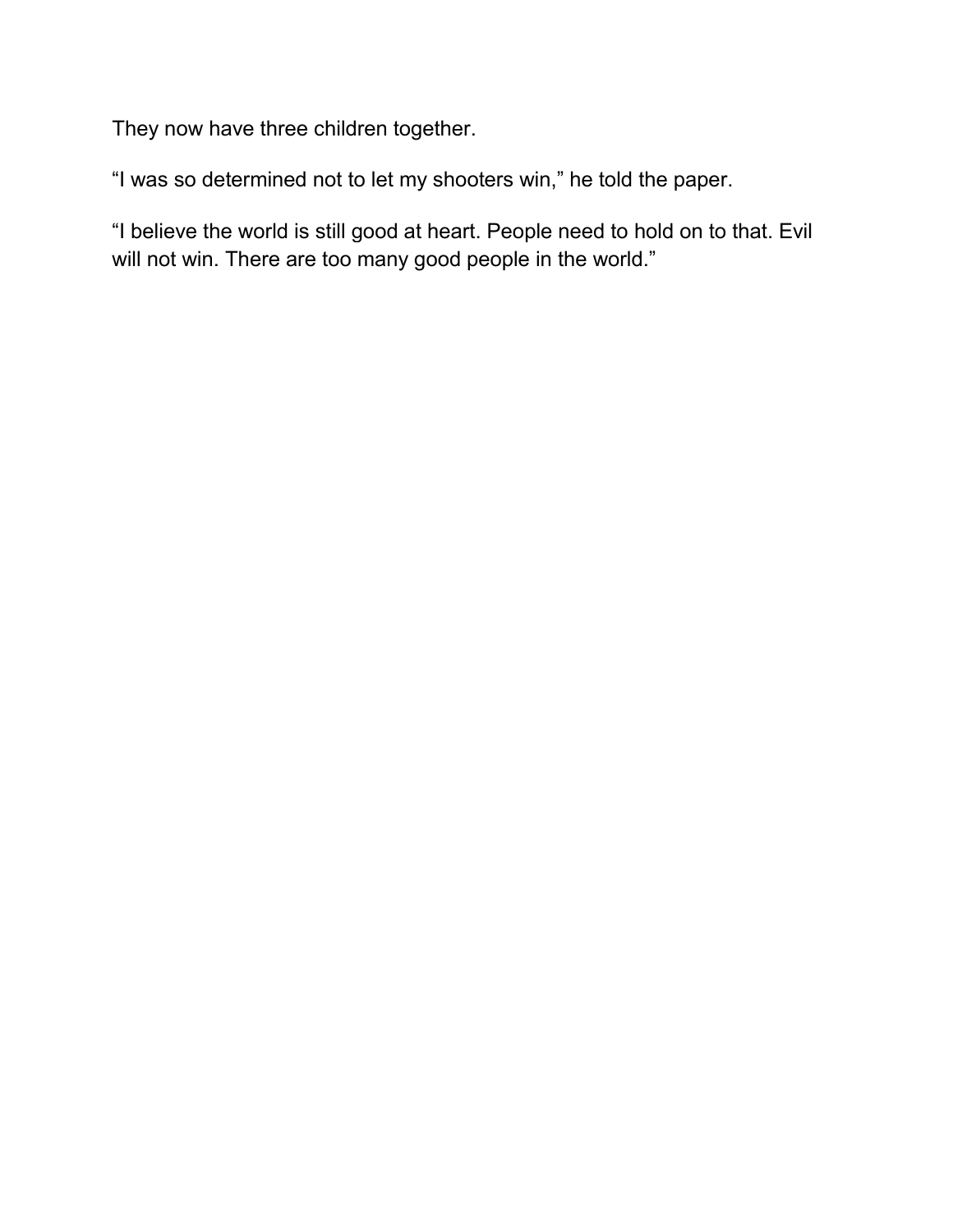They now have three children together.

“I was so determined not to let my shooters win,” he told the paper.

“I believe the world is still good at heart. People need to hold on to that. Evil will not win. There are too many good people in the world.”